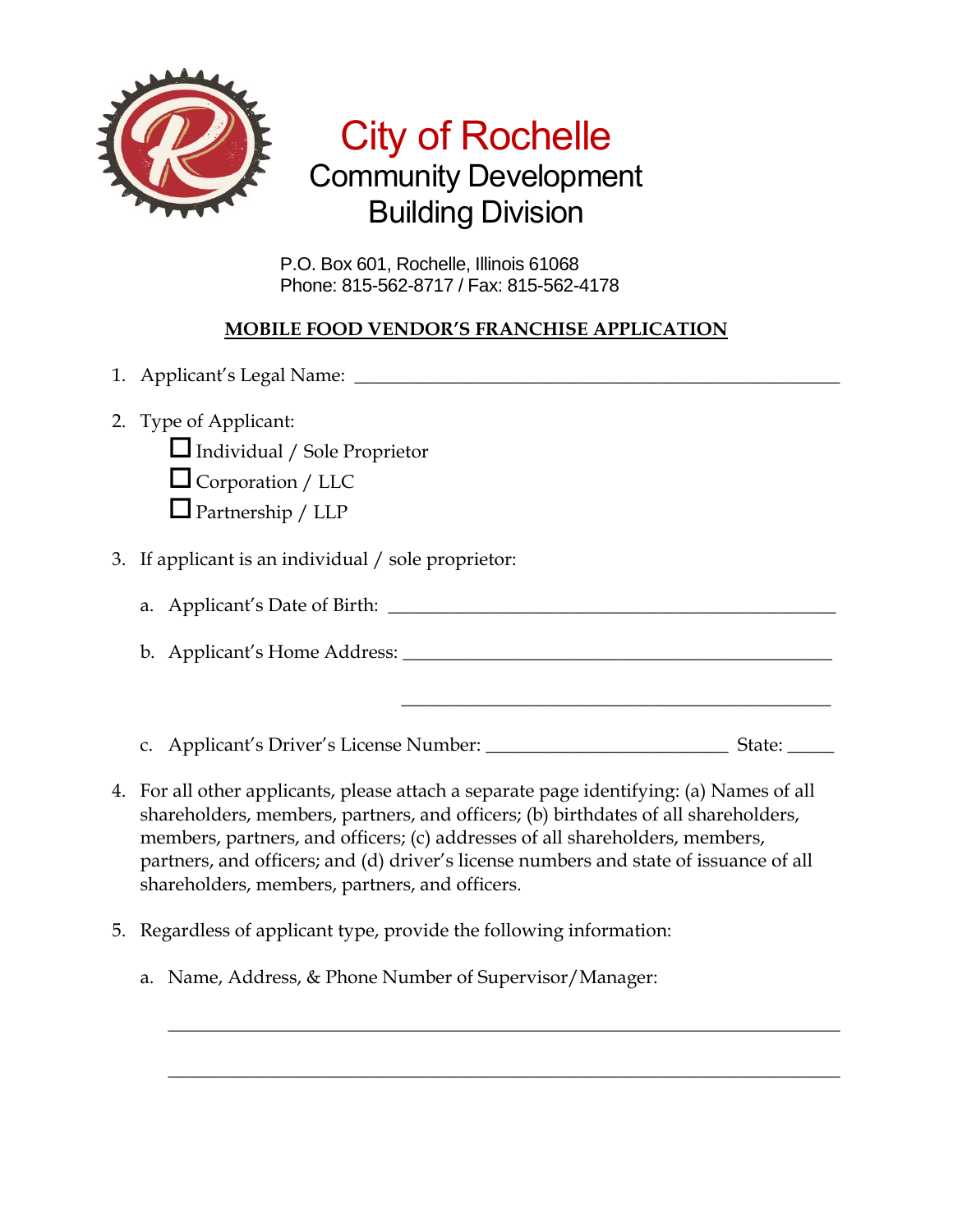# City of Rochelle

## Community Development
## Building Division

P.O. Box 601, Rochelle, Illinois 61068
Phone: 815-562-8717 / Fax: 815-562-4178

**MOBILE FOOD VENDOR'S FRANCHISE APPLICATION**

1. Applicant's Legal Name: ____________________________________________________

2. Type of Applicant:
   - ☐ Individual / Sole Proprietor
   - ☐ Corporation / LLC
   - ☐ Partnership / LLP

3. If applicant is an individual / sole proprietor:

   a. Applicant's Date of Birth: ____________________________________________

   b. Applicant's Home Address: ____________________________________________

      ____________________________________________

   c. Applicant's Driver's License Number: _______________________ State: _____

4. For all other applicants, please attach a separate page identifying: (a) Names of all shareholders, members, partners, and officers; (b) birthdates of all shareholders, members, partners, and officers; (c) addresses of all shareholders, members, partners, and officers; and (d) driver's license numbers and state of issuance of all shareholders, members, partners, and officers.

5. Regardless of applicant type, provide the following information:

   a. Name, Address, & Phone Number of Supervisor/Manager:

      ____________________________________________________________

      ____________________________________________________________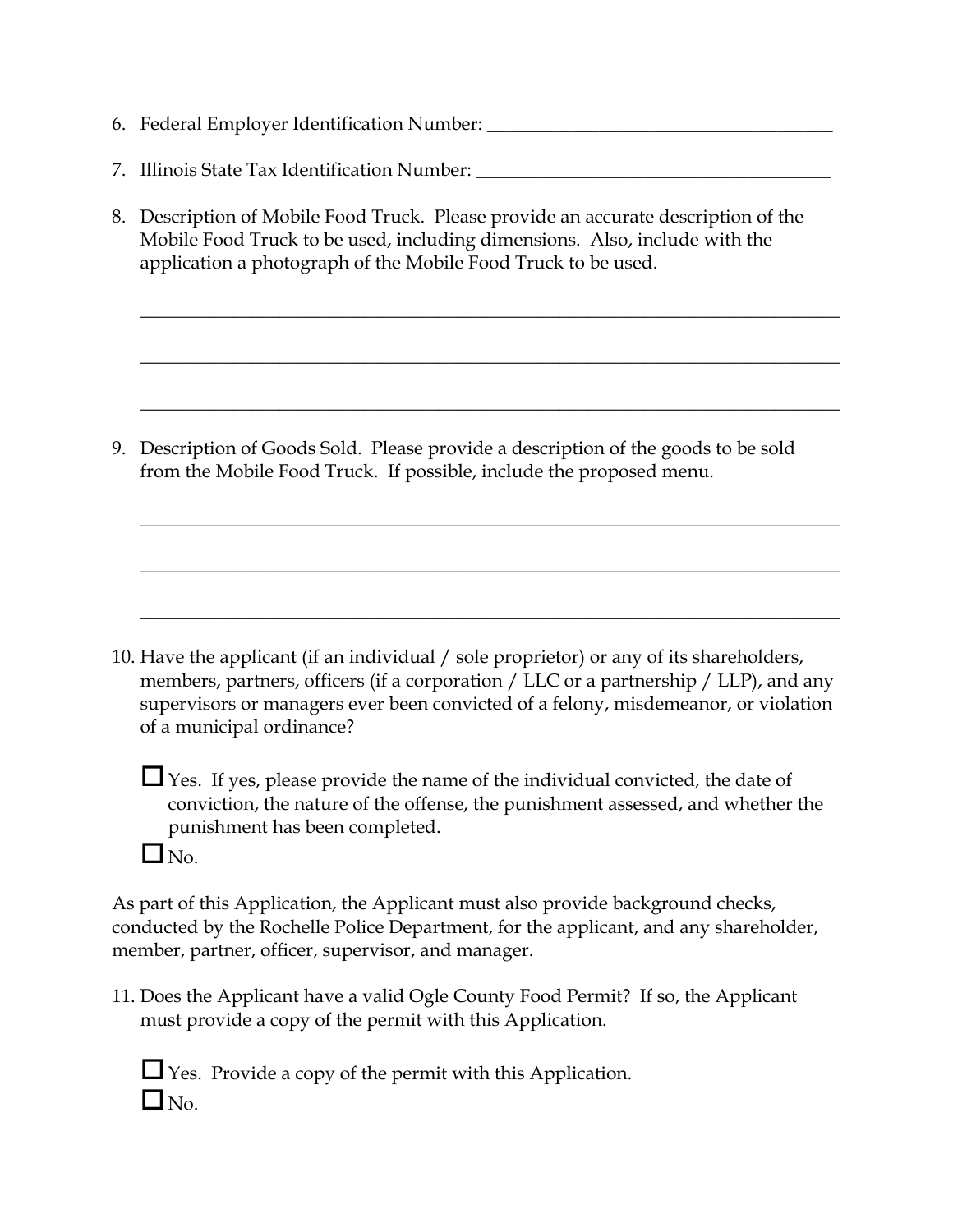6. Federal Employer Identification Number: ______________________________________

7. Illinois State Tax Identification Number: ______________________________________

8. Description of Mobile Food Truck. Please provide an accurate description of the Mobile Food Truck to be used, including dimensions. Also, include with the application a photograph of the Mobile Food Truck to be used.

   ______________________________________________________________________________

   ______________________________________________________________________________

   ______________________________________________________________________________

9. Description of Goods Sold. Please provide a description of the goods to be sold from the Mobile Food Truck. If possible, include the proposed menu.

   ______________________________________________________________________________

   ______________________________________________________________________________

   ______________________________________________________________________________

10. Have the applicant (if an individual / sole proprietor) or any of its shareholders, members, partners, officers (if a corporation / LLC or a partnership / LLP), and any supervisors or managers ever been convicted of a felony, misdemeanor, or violation of a municipal ordinance?

    ☐ Yes. If yes, please provide the name of the individual convicted, the date of conviction, the nature of the offense, the punishment assessed, and whether the punishment has been completed.

    ☐ No.

As part of this Application, the Applicant must also provide background checks, conducted by the Rochelle Police Department, for the applicant, and any shareholder, member, partner, officer, supervisor, and manager.

11. Does the Applicant have a valid Ogle County Food Permit? If so, the Applicant must provide a copy of the permit with this Application.

    ☐ Yes. Provide a copy of the permit with this Application.

    ☐ No.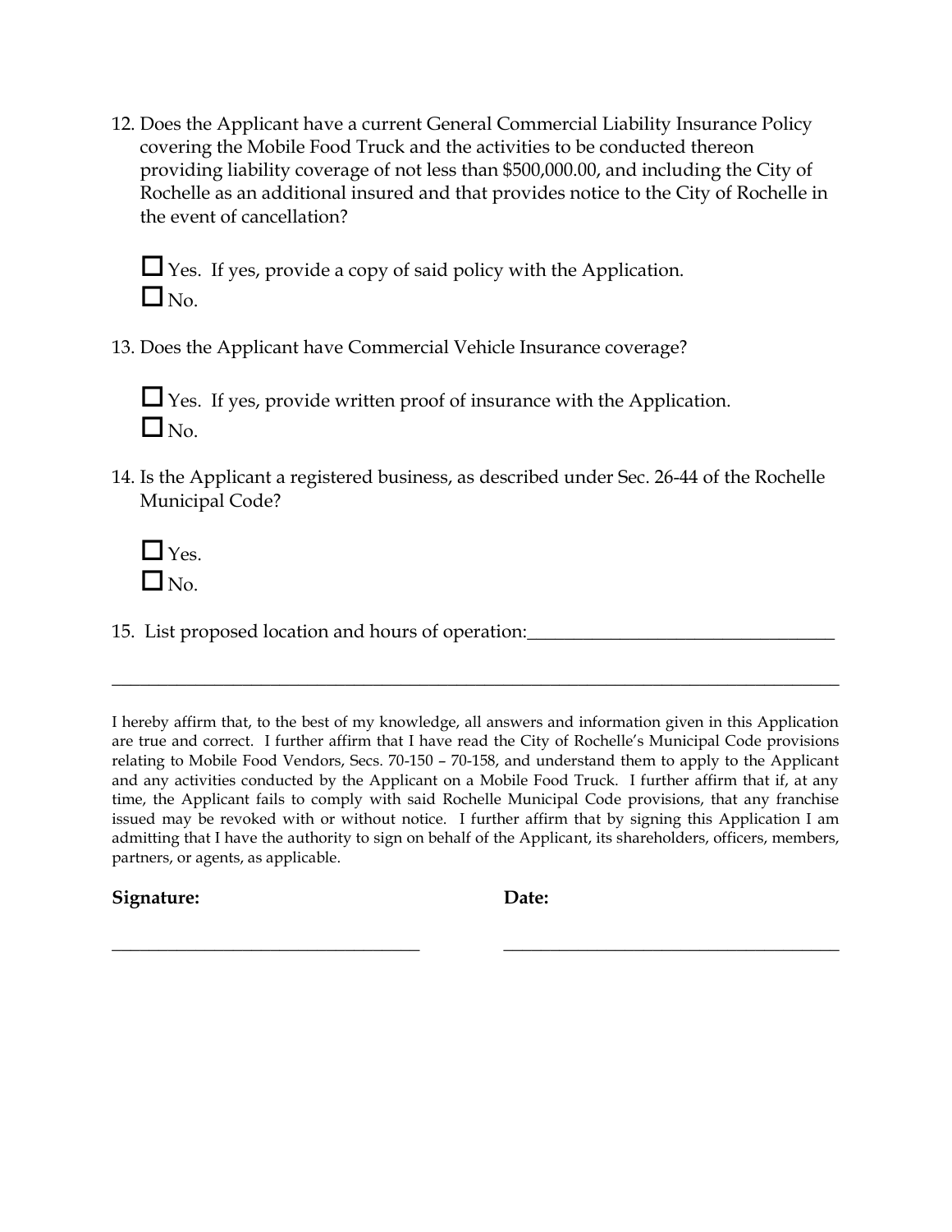12. Does the Applicant have a current General Commercial Liability Insurance Policy covering the Mobile Food Truck and the activities to be conducted thereon providing liability coverage of not less than $500,000.00, and including the City of Rochelle as an additional insured and that provides notice to the City of Rochelle in the event of cancellation?

 ☐ Yes. If yes, provide a copy of said policy with the Application.
 ☐ No.

13. Does the Applicant have Commercial Vehicle Insurance coverage?

 ☐ Yes. If yes, provide written proof of insurance with the Application.
 ☐ No.

14. Is the Applicant a registered business, as described under Sec. 26-44 of the Rochelle Municipal Code?

 ☐ Yes.
 ☐ No.

15. List proposed location and hours of operation:_________________________________

_________________________________________________________________________________

I hereby affirm that, to the best of my knowledge, all answers and information given in this Application are true and correct. I further affirm that I have read the City of Rochelle's Municipal Code provisions relating to Mobile Food Vendors, Secs. 70-150 – 70-158, and understand them to apply to the Applicant and any activities conducted by the Applicant on a Mobile Food Truck. I further affirm that if, at any time, the Applicant fails to comply with said Rochelle Municipal Code provisions, that any franchise issued may be revoked with or without notice. I further affirm that by signing this Application I am admitting that I have the authority to sign on behalf of the Applicant, its shareholders, officers, members, partners, or agents, as applicable.

**Signature:** **Date:**

__________________________________ ____________________________________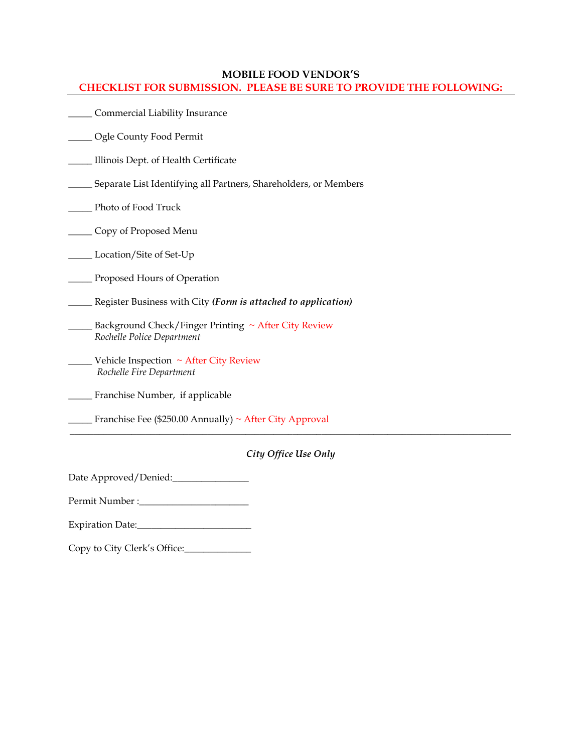## MOBILE FOOD VENDOR'S

**CHECKLIST FOR SUBMISSION. PLEASE BE SURE TO PROVIDE THE FOLLOWING:**

_____ Commercial Liability Insurance

_____ Ogle County Food Permit

_____ Illinois Dept. of Health Certificate

_____ Separate List Identifying all Partners, Shareholders, or Members

_____ Photo of Food Truck

_____ Copy of Proposed Menu

_____ Location/Site of Set-Up

_____ Proposed Hours of Operation

_____ Register Business with City ***(Form is attached to application)***

_____ Background Check/Finger Printing ~ After City Review
*Rochelle Police Department*

_____ Vehicle Inspection ~ After City Review
*Rochelle Fire Department*

_____ Franchise Number, if applicable

_____ Franchise Fee ($250.00 Annually) ~ After City Approval

---

***City Office Use Only***

Date Approved/Denied:_______________

Permit Number :______________________

Expiration Date:_______________________

Copy to City Clerk's Office:_____________